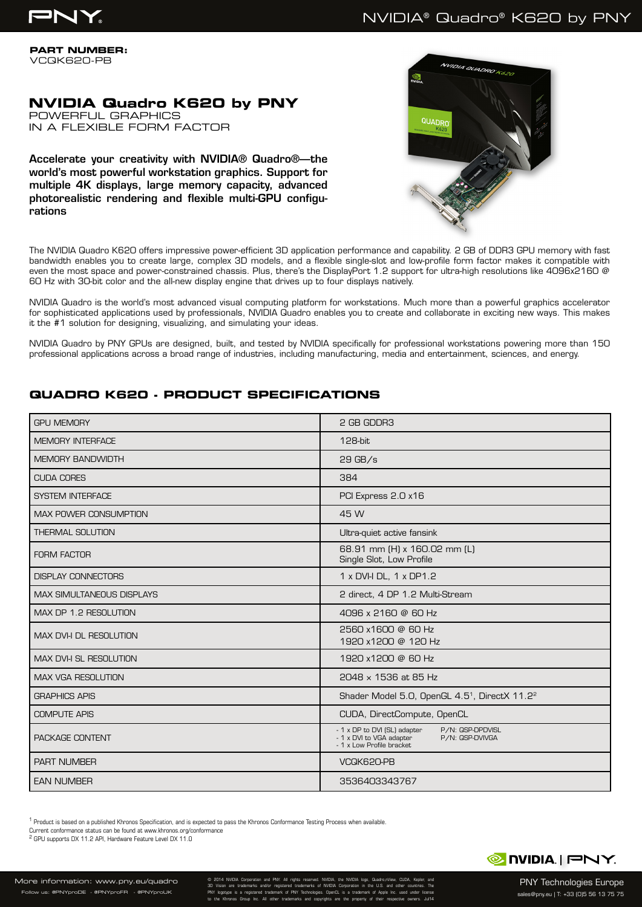**PART NUMBER:**
VCQK620-PB

# NVIDIA Quadro K620 by PNY

POWERFUL GRAPHICS
IN A FLEXIBLE FORM FACTOR

**Accelerate your creativity with NVIDIA® Quadro®—the world's most powerful workstation graphics. Support for multiple 4K displays, large memory capacity, advanced photorealistic rendering and flexible multi-GPU configurations**

The NVIDIA Quadro K620 offers impressive power-efficient 3D application performance and capability. 2 GB of DDR3 GPU memory with fast bandwidth enables you to create large, complex 3D models, and a flexible single-slot and low-profile form factor makes it compatible with even the most space and power-constrained chassis. Plus, there's the DisplayPort 1.2 support for ultra-high resolutions like 4096x2160 @ 60 Hz with 30-bit color and the all-new display engine that drives up to four displays natively.

NVIDIA Quadro is the world's most advanced visual computing platform for workstations. Much more than a powerful graphics accelerator for sophisticated applications used by professionals, NVIDIA Quadro enables you to create and collaborate in exciting new ways. This makes it the #1 solution for designing, visualizing, and simulating your ideas.

NVIDIA Quadro by PNY GPUs are designed, built, and tested by NVIDIA specifically for professional workstations powering more than 150 professional applications across a broad range of industries, including manufacturing, media and entertainment, sciences, and energy.

## QUADRO K620 - PRODUCT SPECIFICATIONS

| | |
|---|---|
| GPU MEMORY | 2 GB GDDR3 |
| MEMORY INTERFACE | 128-bit |
| MEMORY BANDWIDTH | 29 GB/s |
| CUDA CORES | 384 |
| SYSTEM INTERFACE | PCI Express 2.0 x16 |
| MAX POWER CONSUMPTION | 45 W |
| THERMAL SOLUTION | Ultra-quiet active fansink |
| FORM FACTOR | 68.91 mm (H) x 160.02 mm (L)<br>Single Slot, Low Profile |
| DISPLAY CONNECTORS | 1 x DVI-I DL, 1 x DP1.2 |
| MAX SIMULTANEOUS DISPLAYS | 2 direct, 4 DP 1.2 Multi-Stream |
| MAX DP 1.2 RESOLUTION | 4096 x 2160 @ 60 Hz |
| MAX DVI-I DL RESOLUTION | 2560 x1600 @ 60 Hz<br>1920 x1200 @ 120 Hz |
| MAX DVI-I SL RESOLUTION | 1920 x1200 @ 60 Hz |
| MAX VGA RESOLUTION | 2048 x 1536 at 85 Hz |
| GRAPHICS APIS | Shader Model 5.0, OpenGL 4.5[1], DirectX 11.2[2] |
| COMPUTE APIS | CUDA, DirectCompute, OpenCL |
| PACKAGE CONTENT | - 1 x DP to DVI (SL) adapter P/N: QSP-DPDVISL<br>- 1 x DVI to VGA adapter P/N: QSP-DVIVGA<br>- 1 x Low Profile bracket |
| PART NUMBER | VCQK620-PB |
| EAN NUMBER | 3536403343767 |

[1] Product is based on a published Khronos Specification, and is expected to pass the Khronos Conformance Testing Process when available. Current conformance status can be found at www.khronos.org/conformance
[2] GPU supports DX 11.2 API, Hardware Feature Level DX 11.0

More information: www.pny.eu/quadro
Follow us: @PNYproDE - @PNYproFR - @PNYproUK

© 2014 NVIDIA Corporation and PNY. All rights reserved. NVIDIA, the NVIDIA logo, Quadro,nView, CUDA, Kepler, and 3D Vision are trademarks and/or registered trademarks of NVIDIA Corporation in the U.S. and other countries. The PNY logotype is a registered trademark of PNY Technologies. OpenCL is a trademark of Apple Inc. used under license to the Khronos Group Inc. All other trademarks and copyrights are the property of their respective owners. Jul14

PNY Technologies Europe
sales@pny.eu | T: +33 (0)5 56 13 75 75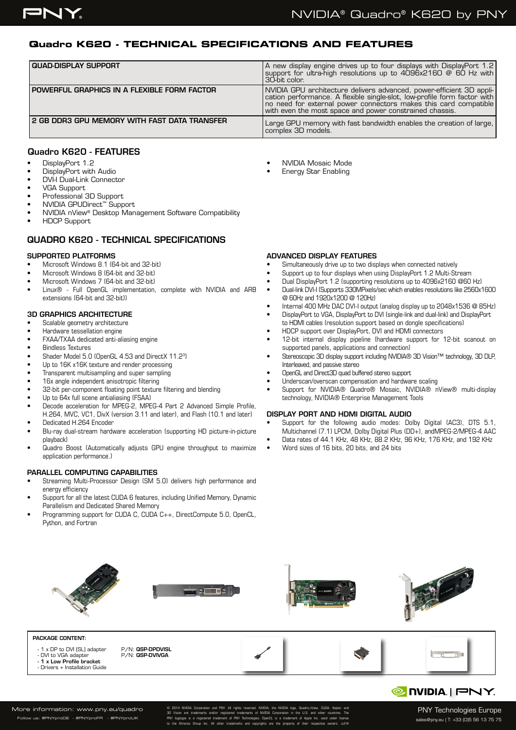## Quadro K620 - TECHNICAL SPECIFICATIONS AND FEATURES

| | |
|---|---|
| **QUAD-DISPLAY SUPPORT** | A new display engine drives up to four displays with DisplayPort 1.2 support for ultra-high resolutions up to 4096x2160 @ 60 Hz with 30-bit color. |
| **POWERFUL GRAPHICS IN A FLEXIBLE FORM FACTOR** | NVIDIA GPU architecture delivers advanced, power-efficient 3D application performance. A flexible single-slot, low-profile form factor with no need for external power connectors makes this card compatible with even the most space and power constrained chassis. |
| **2 GB DDR3 GPU MEMORY WITH FAST DATA TRANSFER** | Large GPU memory with fast bandwidth enables the creation of large, complex 3D models. |

## Quadro K620 - FEATURES

- DisplayPort 1.2
- DisplayPort with Audio
- DVI-I Dual-Link Connector
- VGA Support
- Professional 3D Support
- NVIDIA GPUDirect™ Support
- NVIDIA nView® Desktop Management Software Compatibility
- HDCP Support
- NVIDIA Mosaic Mode
- Energy Star Enabling

## QUADRO K620 - TECHNICAL SPECIFICATIONS

### SUPPORTED PLATFORMS

- Microsoft Windows 8.1 (64-bit and 32-bit)
- Microsoft Windows 8 (64-bit and 32-bit)
- Microsoft Windows 7 (64-bit and 32-bit)
- Linux® - Full OpenGL implementation, complete with NVIDIA and ARB extensions (64-bit and 32-bit))

### 3D GRAPHICS ARCHITECTURE

- Scalable geometry architecture
- Hardware tessellation engine
- FXAA/TXAA dedicated anti-aliasing engine
- Bindless Textures
- Shader Model 5.0 (OpenGL 4.53 and DirectX 11.2[3])
- Up to 16K x16K texture and render processing
- Transparent multisampling and super sampling
- 16x angle independent anisotropic filtering
- 32-bit per-component floating point texture filtering and blending
- Up to 64x full scene antialiasing (FSAA)
- Decode acceleration for MPEG-2, MPEG-4 Part 2 Advanced Simple Profile, H.264, MVC, VC1, DivX (version 3.11 and later), and Flash (10.1 and later)
- Dedicated H.264 Encoder
- Blu-ray dual-stream hardware acceleration (supporting HD picture-in-picture playback)
- Quadro Boost (Automatically adjusts GPU engine throughput to maximize application performance.)

### PARALLEL COMPUTING CAPABILITIES

- Streaming Multi-Processor Design (SM 5.0) delivers high performance and energy efficiency
- Support for all the latest CUDA 6 features, including Unified Memory, Dynamic Parallelism and Dedicated Shared Memory
- Programming support for CUDA C, CUDA C++, DirectCompute 5.0, OpenCL, Python, and Fortran

### ADVANCED DISPLAY FEATURES

- Simultaneously drive up to two displays when connected natively
- Support up to four displays when using DisplayPort 1.2 Multi-Stream
- Dual DisplayPort 1.2 (supporting resolutions up to 4096x2160 @60 Hz)
- Dual-link DVI-I (Supports 330MPixels/sec which enables resolutions like 2560x1600 @ 60Hz and 1920x1200 @ 120Hz)
- Internal 400 MHz DAC DVI-I output (analog display up to 2048x1536 @ 85Hz)
- DisplayPort to VGA, DisplayPort to DVI (single-link and dual-link) and DisplayPort to HDMI cables (resolution support based on dongle specifications)
- HDCP support over DisplayPort, DVI and HDMI connectors
- 12-bit internal display pipeline (hardware support for 12-bit scanout on supported panels, applications and connection)
- Stereoscopic 3D display support including NVIDIA® 3D Vision™ technology, 3D DLP, Interleaved, and passive stereo
- OpenGL and Direct3D quad buffered stereo support
- Underscan/overscan compensation and hardware scaling
- Support for NVIDIA® Quadro® Mosaic, NVIDIA® nView® multi-display technology, NVIDIA® Enterprise Management Tools

### DISPLAY PORT AND HDMI DIGITAL AUDIO

- Support for the following audio modes: Dolby Digital (AC3), DTS 5.1, Multichannel (7.1) LPCM, Dolby Digital Plus (DD+), andMPEG-2/MPEG-4 AAC
- Data rates of 44.1 KHz, 48 KHz, 88.2 KHz, 96 KHz, 176 KHz, and 192 KHz
- Word sizes of 16 bits, 20 bits, and 24 bits

**PACKAGE CONTENT:**

- 1 x DP to DVI (SL) adapter — P/N: **QSP-DPDVISL**
- DVI to VGA adapter — P/N: **QSP-DVIVGA**
- **1 x Low Profile bracket**
- Drivers + Installation Guide

More information: www.pny.eu/quadro

Follow us: @PNYproDE - @PNYproFR - @PNYproUK

© 2014 NVIDIA Corporation and PNY. All rights reserved. NVIDIA, the NVIDIA logo, Quadro,nView, CUDA, Kepler, and 3D Vision are trademarks and/or registered trademarks of NVIDIA Corporation in the U.S. and other countries. The PNY logotype is a registered trademark of PNY Technologies. OpenCL is a trademark of Apple Inc. used under license to the Khronos Group Inc. All other trademarks and copyrights are the property of their respective owners. Jul14

PNY Technologies Europe

sales@pny.eu | T: +33 (0)5 56 13 75 75